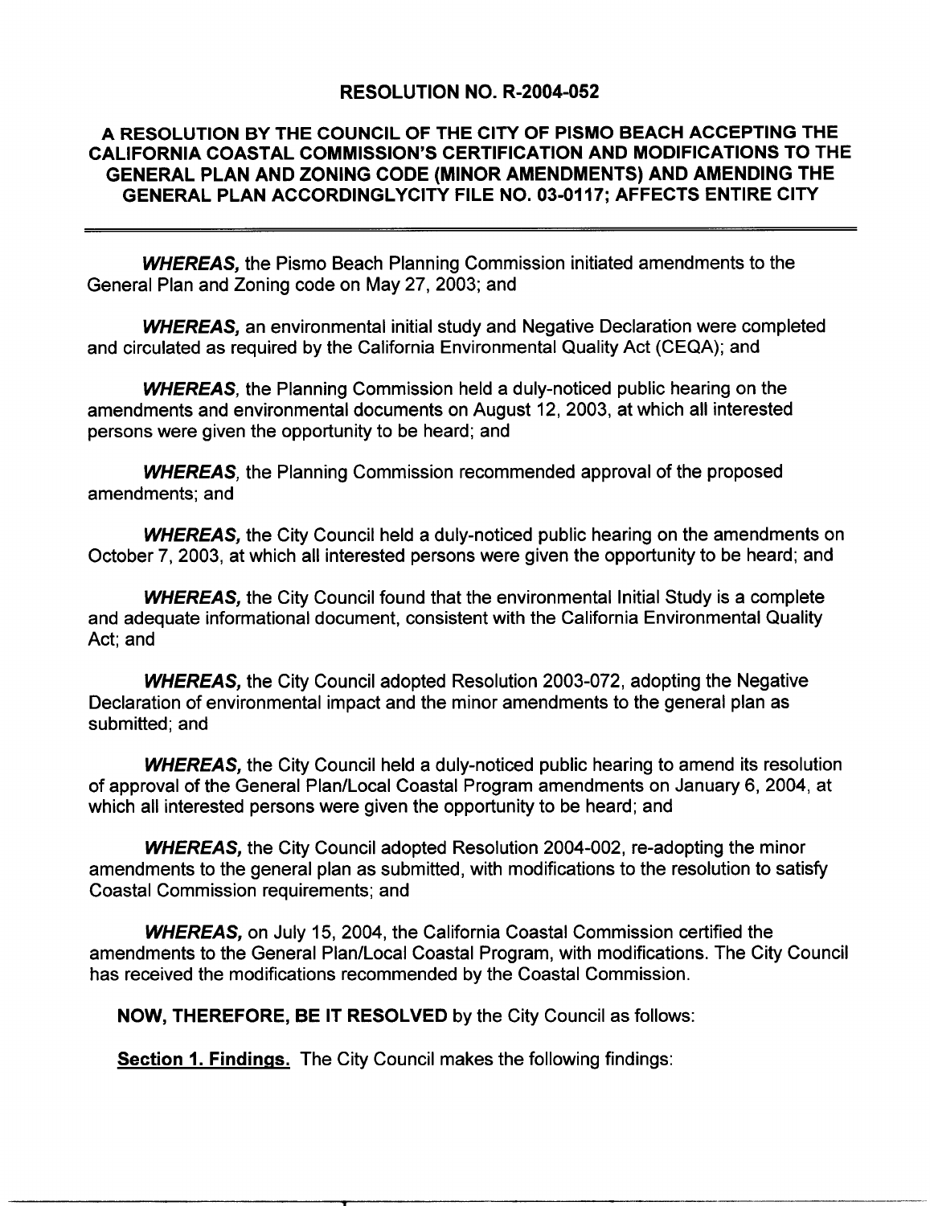# RESOLUTION NO. R-2004-052

## A RESOLUTION BY THE COUNCIL OF THE CITY OF PISMO BEACH ACCEPTING THE CALIFORNIA COASTAL COMMISSION'S CERTIFICATION AND MODIFICATIONS TO THE GENERAL PLAN AND ZONING CODE (MINOR AMENDMENTS) AND AMENDING THE GENERAL PLAN ACCORDINGLYCITY FILE NO. 03-0117; AFFECTS ENTIRE CITY

***WHEREAS,*** the Pismo Beach Planning Commission initiated amendments to the General Plan and Zoning code on May 27, 2003; and

***WHEREAS,*** an environmental initial study and Negative Declaration were completed and circulated as required by the California Environmental Quality Act (CEQA); and

***WHEREAS,*** the Planning Commission held a duly-noticed public hearing on the amendments and environmental documents on August 12, 2003, at which all interested persons were given the opportunity to be heard; and

***WHEREAS,*** the Planning Commission recommended approval of the proposed amendments; and

***WHEREAS,*** the City Council held a duly-noticed public hearing on the amendments on October 7, 2003, at which all interested persons were given the opportunity to be heard; and

***WHEREAS,*** the City Council found that the environmental Initial Study is a complete and adequate informational document, consistent with the California Environmental Quality Act; and

***WHEREAS,*** the City Council adopted Resolution 2003-072, adopting the Negative Declaration of environmental impact and the minor amendments to the general plan as submitted; and

***WHEREAS,*** the City Council held a duly-noticed public hearing to amend its resolution of approval of the General Plan/Local Coastal Program amendments on January 6, 2004, at which all interested persons were given the opportunity to be heard; and

***WHEREAS,*** the City Council adopted Resolution 2004-002, re-adopting the minor amendments to the general plan as submitted, with modifications to the resolution to satisfy Coastal Commission requirements; and

***WHEREAS,*** on July 15, 2004, the California Coastal Commission certified the amendments to the General Plan/Local Coastal Program, with modifications. The City Council has received the modifications recommended by the Coastal Commission.

**NOW, THEREFORE, BE IT RESOLVED** by the City Council as follows:

**Section 1. Findings.** The City Council makes the following findings: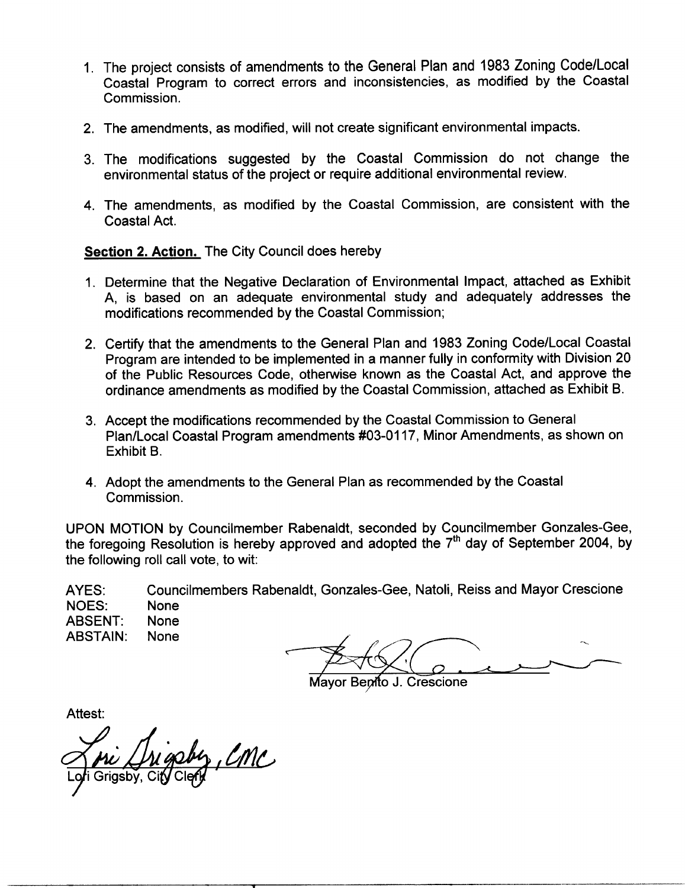1. The project consists of amendments to the General Plan and 1983 Zoning Code/Local Coastal Program to correct errors and inconsistencies, as modified by the Coastal Commission.

2. The amendments, as modified, will not create significant environmental impacts.

3. The modifications suggested by the Coastal Commission do not change the environmental status of the project or require additional environmental review.

4. The amendments, as modified by the Coastal Commission, are consistent with the Coastal Act.

**Section 2. Action.** The City Council does hereby

1. Determine that the Negative Declaration of Environmental Impact, attached as Exhibit A, is based on an adequate environmental study and adequately addresses the modifications recommended by the Coastal Commission;

2. Certify that the amendments to the General Plan and 1983 Zoning Code/Local Coastal Program are intended to be implemented in a manner fully in conformity with Division 20 of the Public Resources Code, otherwise known as the Coastal Act, and approve the ordinance amendments as modified by the Coastal Commission, attached as Exhibit B.

3. Accept the modifications recommended by the Coastal Commission to General Plan/Local Coastal Program amendments #03-0117, Minor Amendments, as shown on Exhibit B.

4. Adopt the amendments to the General Plan as recommended by the Coastal Commission.

UPON MOTION by Councilmember Rabenaldt, seconded by Councilmember Gonzales-Gee, the foregoing Resolution is hereby approved and adopted the 7th day of September 2004, by the following roll call vote, to wit:

AYES: Councilmembers Rabenaldt, Gonzales-Gee, Natoli, Reiss and Mayor Crescione
NOES: None
ABSENT: None
ABSTAIN: None

Mayor Benito J. Crescione

Attest:

Lori Grigsby, CMC
Lori Grigsby, City Clerk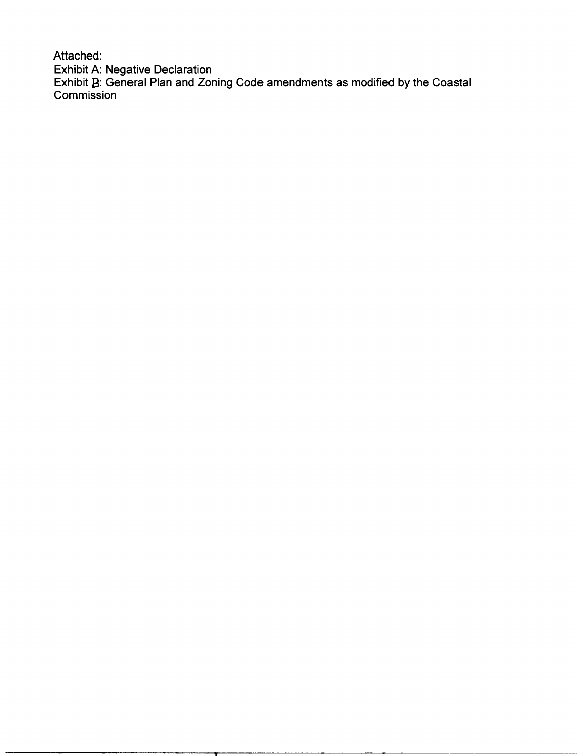Attached:

Exhibit A: Negative Declaration

Exhibit B: General Plan and Zoning Code amendments as modified by the Coastal Commission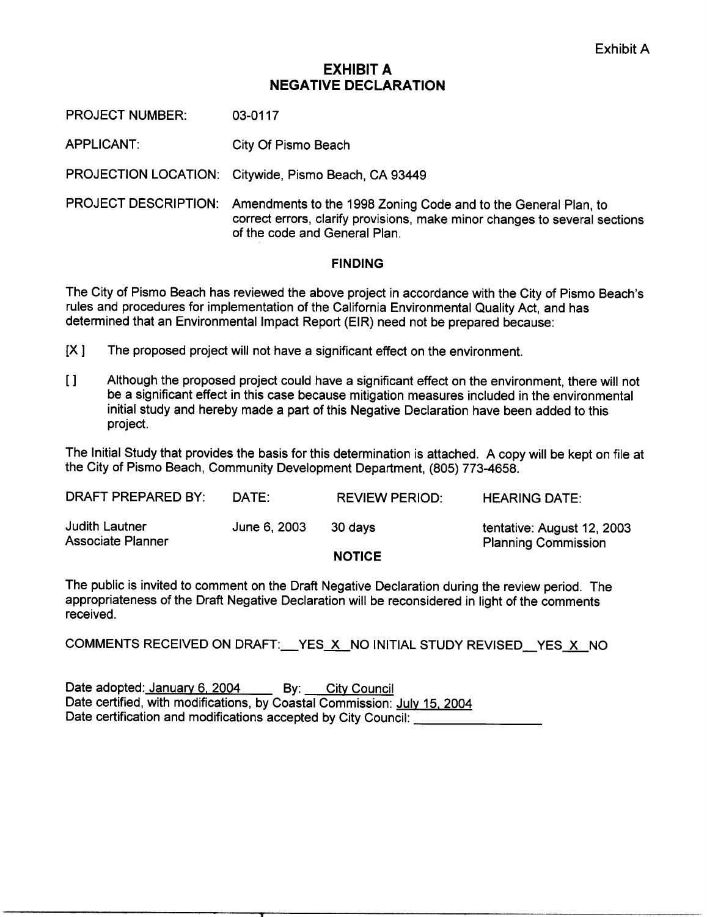Exhibit A

# EXHIBIT A
# NEGATIVE DECLARATION

PROJECT NUMBER: 03-0117

APPLICANT: City Of Pismo Beach

PROJECTION LOCATION: Citywide, Pismo Beach, CA 93449

PROJECT DESCRIPTION: Amendments to the 1998 Zoning Code and to the General Plan, to correct errors, clarify provisions, make minor changes to several sections of the code and General Plan.

## FINDING

The City of Pismo Beach has reviewed the above project in accordance with the City of Pismo Beach's rules and procedures for implementation of the California Environmental Quality Act, and has determined that an Environmental Impact Report (EIR) need not be prepared because:

[X ] The proposed project will not have a significant effect on the environment.

[ ] Although the proposed project could have a significant effect on the environment, there will not be a significant effect in this case because mitigation measures included in the environmental initial study and hereby made a part of this Negative Declaration have been added to this project.

The Initial Study that provides the basis for this determination is attached. A copy will be kept on file at the City of Pismo Beach, Community Development Department, (805) 773-4658.

| DRAFT PREPARED BY: | DATE: | REVIEW PERIOD: | HEARING DATE: |
|---|---|---|---|
| Judith Lautner<br>Associate Planner | June 6, 2003 | 30 days | tentative: August 12, 2003<br>Planning Commission |

## NOTICE

The public is invited to comment on the Draft Negative Declaration during the review period. The appropriateness of the Draft Negative Declaration will be reconsidered in light of the comments received.

COMMENTS RECEIVED ON DRAFT: __YES_X_NO INITIAL STUDY REVISED__YES_X_NO

Date adopted: January 6, 2004 By: City Council
Date certified, with modifications, by Coastal Commission: July 15, 2004
Date certification and modifications accepted by City Council: ______________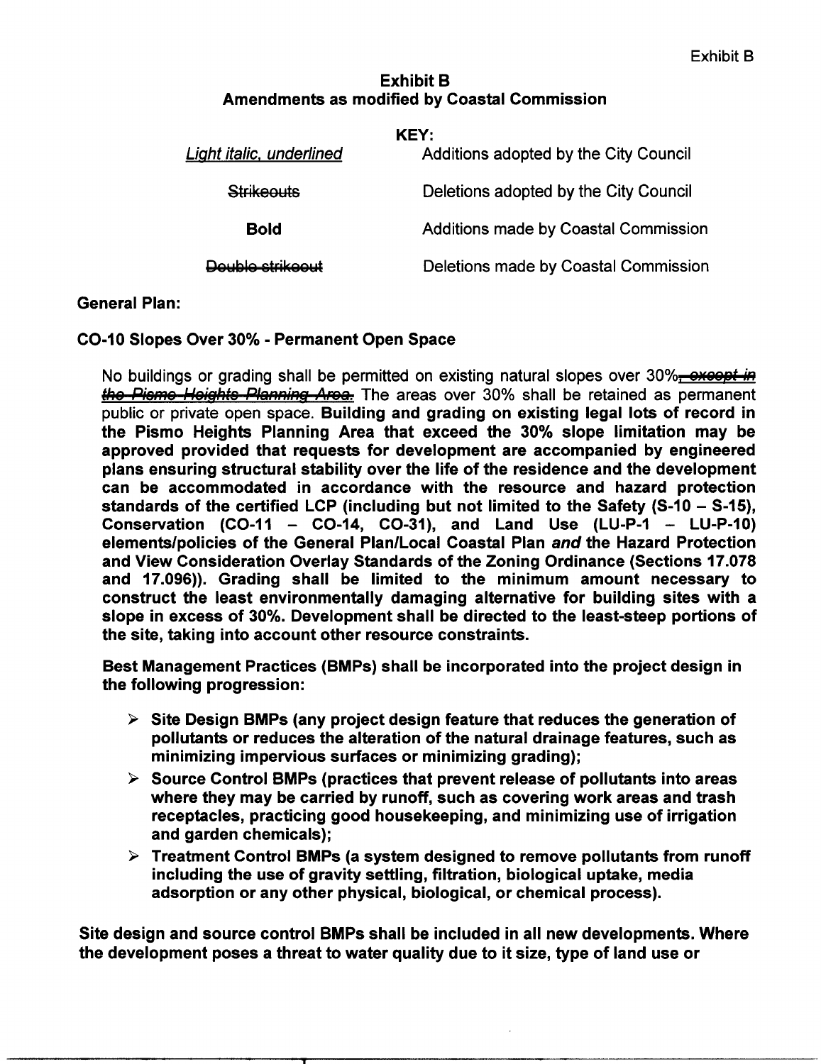## Exhibit B
## Amendments as modified by Coastal Commission

**KEY:**

| | |
|---|---|
| *Light italic, underlined* | Additions adopted by the City Council |
| ~~Strikeouts~~ | Deletions adopted by the City Council |
| **Bold** | Additions made by Coastal Commission |
| ~~Double strikeout~~ | Deletions made by Coastal Commission |

**General Plan:**

**CO-10 Slopes Over 30% - Permanent Open Space**

No buildings or grading shall be permitted on existing natural slopes over 30%~~, *except in the Pismo Heights Planning Area.*~~ The areas over 30% shall be retained as permanent public or private open space. **Building and grading on existing legal lots of record in the Pismo Heights Planning Area that exceed the 30% slope limitation may be approved provided that requests for development are accompanied by engineered plans ensuring structural stability over the life of the residence and the development can be accommodated in accordance with the resource and hazard protection standards of the certified LCP (including but not limited to the Safety (S-10 – S-15), Conservation (CO-11 – CO-14, CO-31), and Land Use (LU-P-1 – LU-P-10) elements/policies of the General Plan/Local Coastal Plan *and* the Hazard Protection and View Consideration Overlay Standards of the Zoning Ordinance (Sections 17.078 and 17.096)). Grading shall be limited to the minimum amount necessary to construct the least environmentally damaging alternative for building sites with a slope in excess of 30%. Development shall be directed to the least-steep portions of the site, taking into account other resource constraints.**

**Best Management Practices (BMPs) shall be incorporated into the project design in the following progression:**

- **Site Design BMPs (any project design feature that reduces the generation of pollutants or reduces the alteration of the natural drainage features, such as minimizing impervious surfaces or minimizing grading);**
- **Source Control BMPs (practices that prevent release of pollutants into areas where they may be carried by runoff, such as covering work areas and trash receptacles, practicing good housekeeping, and minimizing use of irrigation and garden chemicals);**
- **Treatment Control BMPs (a system designed to remove pollutants from runoff including the use of gravity settling, filtration, biological uptake, media adsorption or any other physical, biological, or chemical process).**

**Site design and source control BMPs shall be included in all new developments. Where the development poses a threat to water quality due to it size, type of land use or**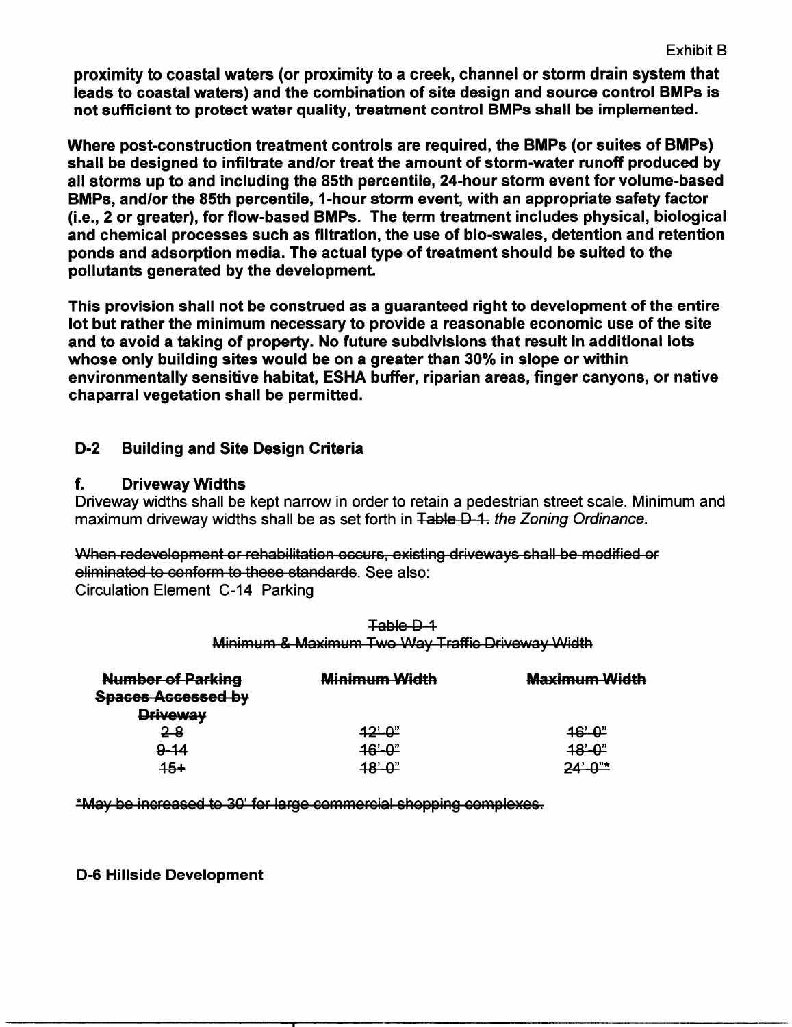Exhibit B

**proximity to coastal waters (or proximity to a creek, channel or storm drain system that leads to coastal waters) and the combination of site design and source control BMPs is not sufficient to protect water quality, treatment control BMPs shall be implemented.**

**Where post-construction treatment controls are required, the BMPs (or suites of BMPs) shall be designed to infiltrate and/or treat the amount of storm-water runoff produced by all storms up to and including the 85th percentile, 24-hour storm event for volume-based BMPs, and/or the 85th percentile, 1-hour storm event, with an appropriate safety factor (i.e., 2 or greater), for flow-based BMPs. The term treatment includes physical, biological and chemical processes such as filtration, the use of bio-swales, detention and retention ponds and adsorption media. The actual type of treatment should be suited to the pollutants generated by the development.**

**This provision shall not be construed as a guaranteed right to development of the entire lot but rather the minimum necessary to provide a reasonable economic use of the site and to avoid a taking of property. No future subdivisions that result in additional lots whose only building sites would be on a greater than 30% in slope or within environmentally sensitive habitat, ESHA buffer, riparian areas, finger canyons, or native chaparral vegetation shall be permitted.**

## D-2 Building and Site Design Criteria

### f. Driveway Widths

Driveway widths shall be kept narrow in order to retain a pedestrian street scale. Minimum and maximum driveway widths shall be as set forth in ~~Table D-1.~~ *the Zoning Ordinance.*

~~When redevelopment or rehabilitation occurs, existing driveways shall be modified or eliminated to conform to these standards~~. See also:
Circulation Element C-14 Parking

~~Table D-1~~
~~Minimum & Maximum Two-Way Traffic Driveway Width~~

| ~~Number of Parking Spaces Accessed by Driveway~~ | ~~Minimum Width~~ | ~~Maximum Width~~ |
|---|---|---|
| ~~2-8~~ | ~~12'-0"~~ | ~~16'-0"~~ |
| ~~9-14~~ | ~~16'-0"~~ | ~~18'-0"~~ |
| ~~15+~~ | ~~18'-0"~~ | ~~24'-0"*~~ |

~~*May be increased to 30' for large commercial shopping complexes.~~

**D-6 Hillside Development**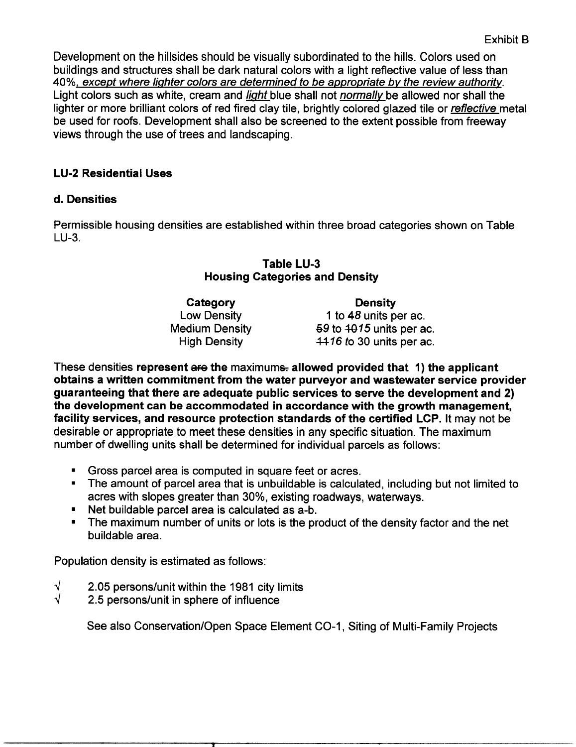Exhibit B

Development on the hillsides should be visually subordinated to the hills. Colors used on buildings and structures shall be dark natural colors with a light reflective value of less than 40%*, except where lighter colors are determined to be appropriate by the review authority*. Light colors such as white, cream and *light* blue shall not *normally* be allowed nor shall the lighter or more brilliant colors of red fired clay tile, brightly colored glazed tile or *reflective* metal be used for roofs. Development shall also be screened to the extent possible from freeway views through the use of trees and landscaping.

### LU-2 Residential Uses

### d. Densities

Permissible housing densities are established within three broad categories shown on Table LU-3.

**Table LU-3**
**Housing Categories and Density**

| Category | Density |
|---|---|
| Low Density | 1 to 4*8* units per ac. |
| Medium Density | ~~5~~*9* to ~~10~~*15* units per ac. |
| High Density | ~~11~~*16 to* 30 units per ac. |

These densities **represent** ~~are~~ **the** maximums~~.~~ **allowed provided that 1) the applicant obtains a written commitment from the water purveyor and wastewater service provider guaranteeing that there are adequate public services to serve the development and 2) the development can be accommodated in accordance with the growth management, facility services, and resource protection standards of the certified LCP.** It may not be desirable or appropriate to meet these densities in any specific situation. The maximum number of dwelling units shall be determined for individual parcels as follows:

- Gross parcel area is computed in square feet or acres.
- The amount of parcel area that is unbuildable is calculated, including but not limited to acres with slopes greater than 30%, existing roadways, waterways.
- Net buildable parcel area is calculated as a-b.
- The maximum number of units or lots is the product of the density factor and the net buildable area.

Population density is estimated as follows:

- √ 2.05 persons/unit within the 1981 city limits
- √ 2.5 persons/unit in sphere of influence

See also Conservation/Open Space Element CO-1, Siting of Multi-Family Projects